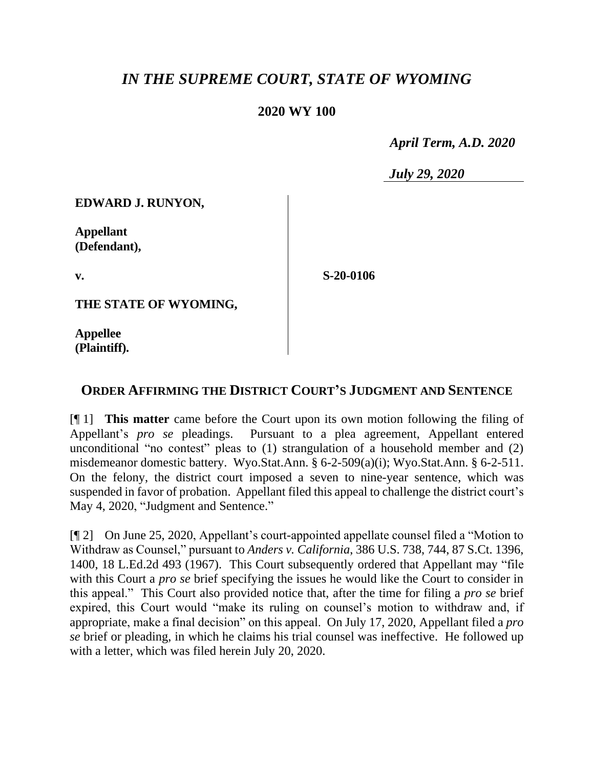# *IN THE SUPREME COURT, STATE OF WYOMING*

**2020 WY 100**

*April Term, A.D. 2020*

*July 29, 2020*

| | |
|---|---|
| **EDWARD J. RUNYON,**<br><br>**Appellant (Defendant),**<br><br>**v.**<br><br>**THE STATE OF WYOMING,**<br><br>**Appellee (Plaintiff).** | **S-20-0106** |

## ORDER AFFIRMING THE DISTRICT COURT'S JUDGMENT AND SENTENCE

[¶ 1] **This matter** came before the Court upon its own motion following the filing of Appellant's *pro se* pleadings. Pursuant to a plea agreement, Appellant entered unconditional "no contest" pleas to (1) strangulation of a household member and (2) misdemeanor domestic battery. Wyo.Stat.Ann. § 6-2-509(a)(i); Wyo.Stat.Ann. § 6-2-511. On the felony, the district court imposed a seven to nine-year sentence, which was suspended in favor of probation. Appellant filed this appeal to challenge the district court's May 4, 2020, "Judgment and Sentence."

[¶ 2] On June 25, 2020, Appellant's court-appointed appellate counsel filed a "Motion to Withdraw as Counsel," pursuant to *Anders v. California*, 386 U.S. 738, 744, 87 S.Ct. 1396, 1400, 18 L.Ed.2d 493 (1967). This Court subsequently ordered that Appellant may "file with this Court a *pro se* brief specifying the issues he would like the Court to consider in this appeal." This Court also provided notice that, after the time for filing a *pro se* brief expired, this Court would "make its ruling on counsel's motion to withdraw and, if appropriate, make a final decision" on this appeal. On July 17, 2020, Appellant filed a *pro se* brief or pleading, in which he claims his trial counsel was ineffective. He followed up with a letter, which was filed herein July 20, 2020.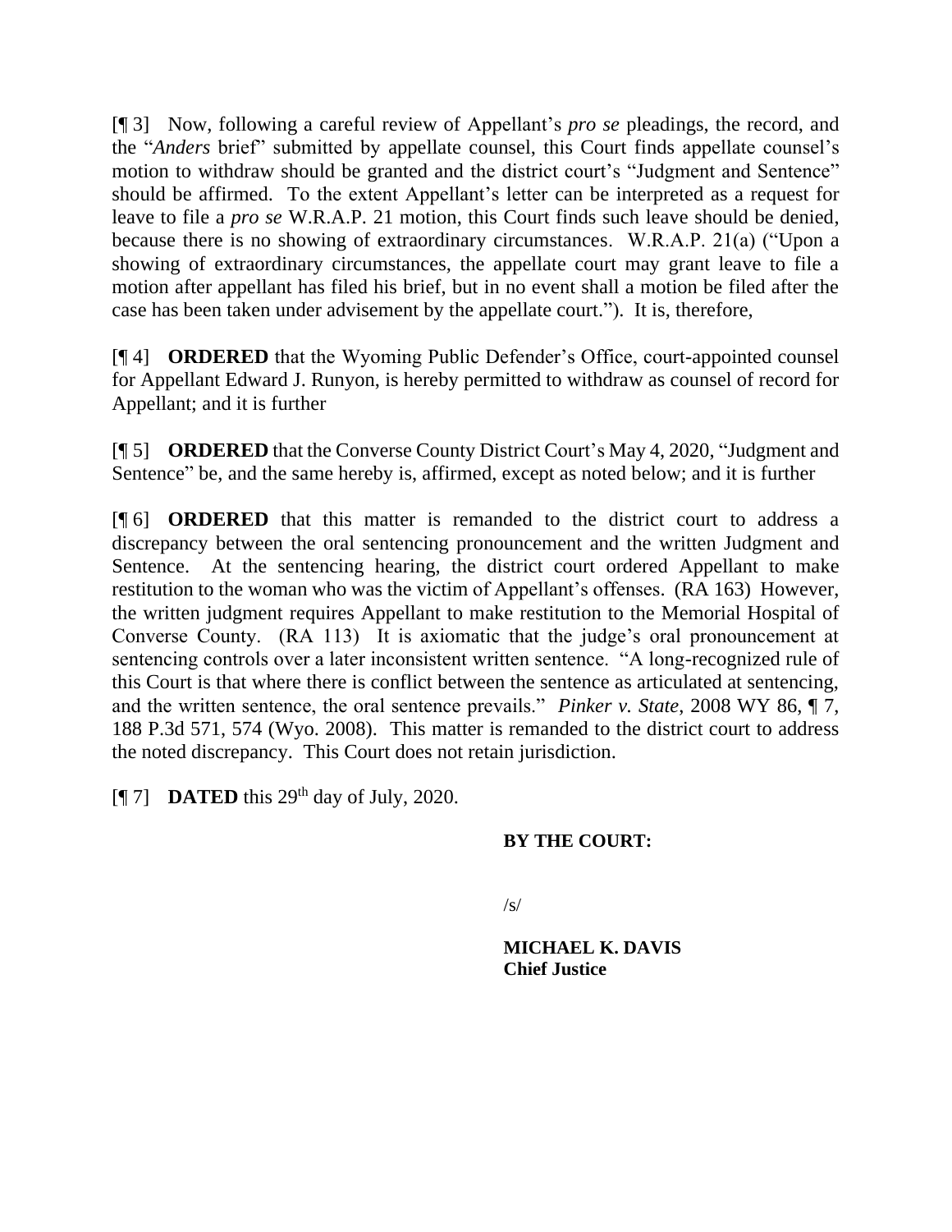[¶ 3] Now, following a careful review of Appellant's *pro se* pleadings, the record, and the "*Anders* brief" submitted by appellate counsel, this Court finds appellate counsel's motion to withdraw should be granted and the district court's "Judgment and Sentence" should be affirmed. To the extent Appellant's letter can be interpreted as a request for leave to file a *pro se* W.R.A.P. 21 motion, this Court finds such leave should be denied, because there is no showing of extraordinary circumstances. W.R.A.P. 21(a) ("Upon a showing of extraordinary circumstances, the appellate court may grant leave to file a motion after appellant has filed his brief, but in no event shall a motion be filed after the case has been taken under advisement by the appellate court."). It is, therefore,

[¶ 4] **ORDERED** that the Wyoming Public Defender's Office, court-appointed counsel for Appellant Edward J. Runyon, is hereby permitted to withdraw as counsel of record for Appellant; and it is further

[¶ 5] **ORDERED** that the Converse County District Court's May 4, 2020, "Judgment and Sentence" be, and the same hereby is, affirmed, except as noted below; and it is further

[¶ 6] **ORDERED** that this matter is remanded to the district court to address a discrepancy between the oral sentencing pronouncement and the written Judgment and Sentence. At the sentencing hearing, the district court ordered Appellant to make restitution to the woman who was the victim of Appellant's offenses. (RA 163) However, the written judgment requires Appellant to make restitution to the Memorial Hospital of Converse County. (RA 113) It is axiomatic that the judge's oral pronouncement at sentencing controls over a later inconsistent written sentence. "A long-recognized rule of this Court is that where there is conflict between the sentence as articulated at sentencing, and the written sentence, the oral sentence prevails." *Pinker v. State*, 2008 WY 86, ¶ 7, 188 P.3d 571, 574 (Wyo. 2008). This matter is remanded to the district court to address the noted discrepancy. This Court does not retain jurisdiction.

[¶ 7] **DATED** this 29th day of July, 2020.

**BY THE COURT:**

/s/

**MICHAEL K. DAVIS**
**Chief Justice**